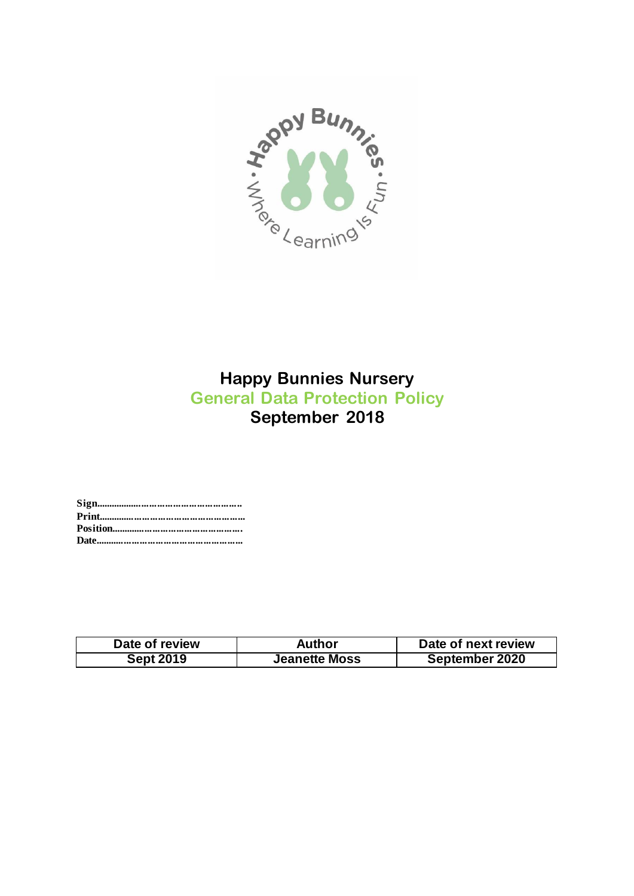# Happy Bunnies Nursery

## General Data Protection Policy

### September 2018

**Sign**.....................................................

**Print**.......................................................

**Position**..................................................

**Date**.......................................................

| Date of review | Author | Date of next review |
|---|---|---|
| Sept 2019 | Jeanette Moss | September 2020 |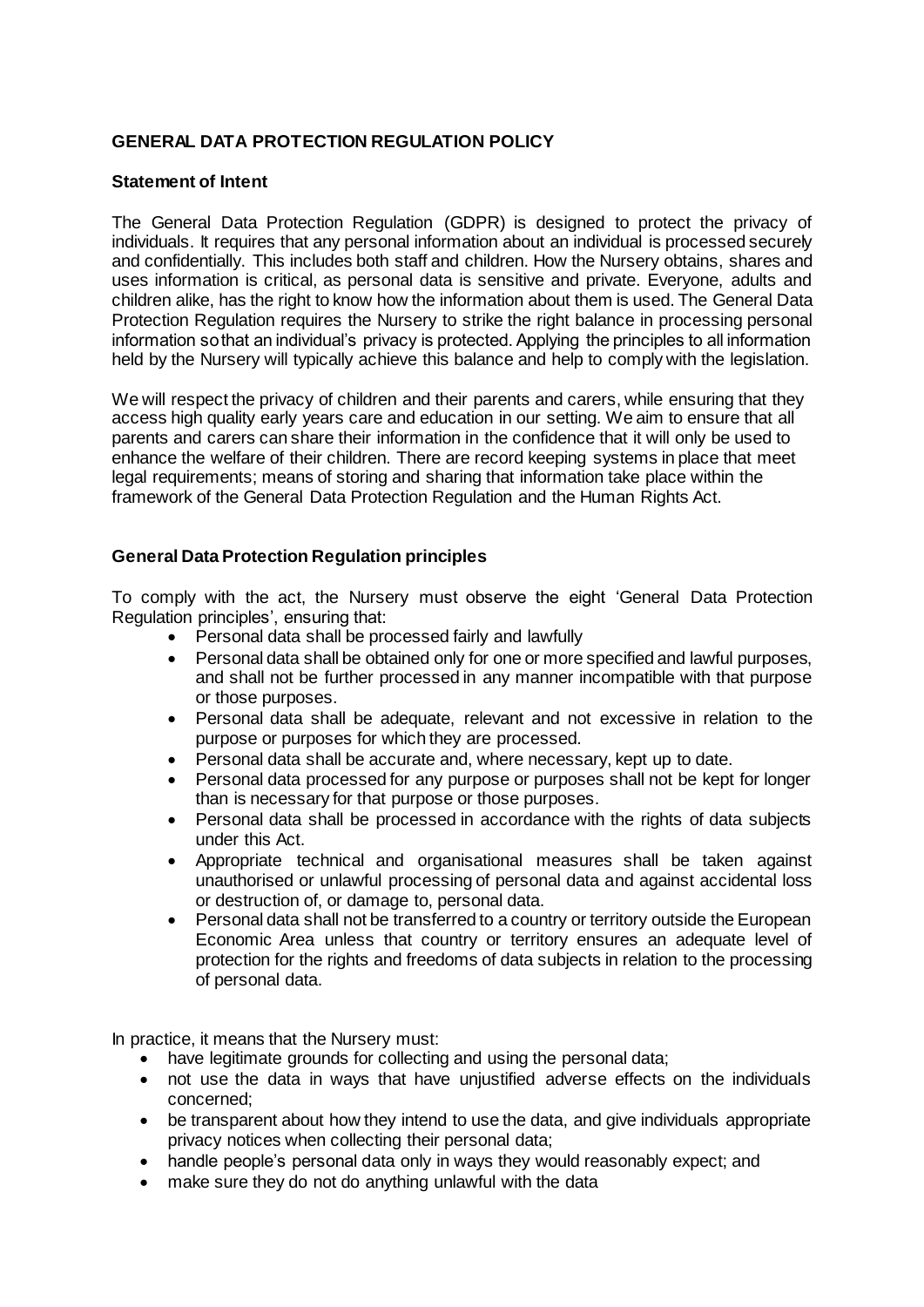**GENERAL DATA PROTECTION REGULATION POLICY**

**Statement of Intent**

The General Data Protection Regulation (GDPR) is designed to protect the privacy of individuals. It requires that any personal information about an individual is processed securely and confidentially. This includes both staff and children. How the Nursery obtains, shares and uses information is critical, as personal data is sensitive and private. Everyone, adults and children alike, has the right to know how the information about them is used. The General Data Protection Regulation requires the Nursery to strike the right balance in processing personal information so that an individual's privacy is protected. Applying the principles to all information held by the Nursery will typically achieve this balance and help to comply with the legislation.

We will respect the privacy of children and their parents and carers, while ensuring that they access high quality early years care and education in our setting. We aim to ensure that all parents and carers can share their information in the confidence that it will only be used to enhance the welfare of their children. There are record keeping systems in place that meet legal requirements; means of storing and sharing that information take place within the framework of the General Data Protection Regulation and the Human Rights Act.

**General Data Protection Regulation principles**

To comply with the act, the Nursery must observe the eight 'General Data Protection Regulation principles', ensuring that:

- Personal data shall be processed fairly and lawfully
- Personal data shall be obtained only for one or more specified and lawful purposes, and shall not be further processed in any manner incompatible with that purpose or those purposes.
- Personal data shall be adequate, relevant and not excessive in relation to the purpose or purposes for which they are processed.
- Personal data shall be accurate and, where necessary, kept up to date.
- Personal data processed for any purpose or purposes shall not be kept for longer than is necessary for that purpose or those purposes.
- Personal data shall be processed in accordance with the rights of data subjects under this Act.
- Appropriate technical and organisational measures shall be taken against unauthorised or unlawful processing of personal data and against accidental loss or destruction of, or damage to, personal data.
- Personal data shall not be transferred to a country or territory outside the European Economic Area unless that country or territory ensures an adequate level of protection for the rights and freedoms of data subjects in relation to the processing of personal data.

In practice, it means that the Nursery must:

- have legitimate grounds for collecting and using the personal data;
- not use the data in ways that have unjustified adverse effects on the individuals concerned;
- be transparent about how they intend to use the data, and give individuals appropriate privacy notices when collecting their personal data;
- handle people's personal data only in ways they would reasonably expect; and
- make sure they do not do anything unlawful with the data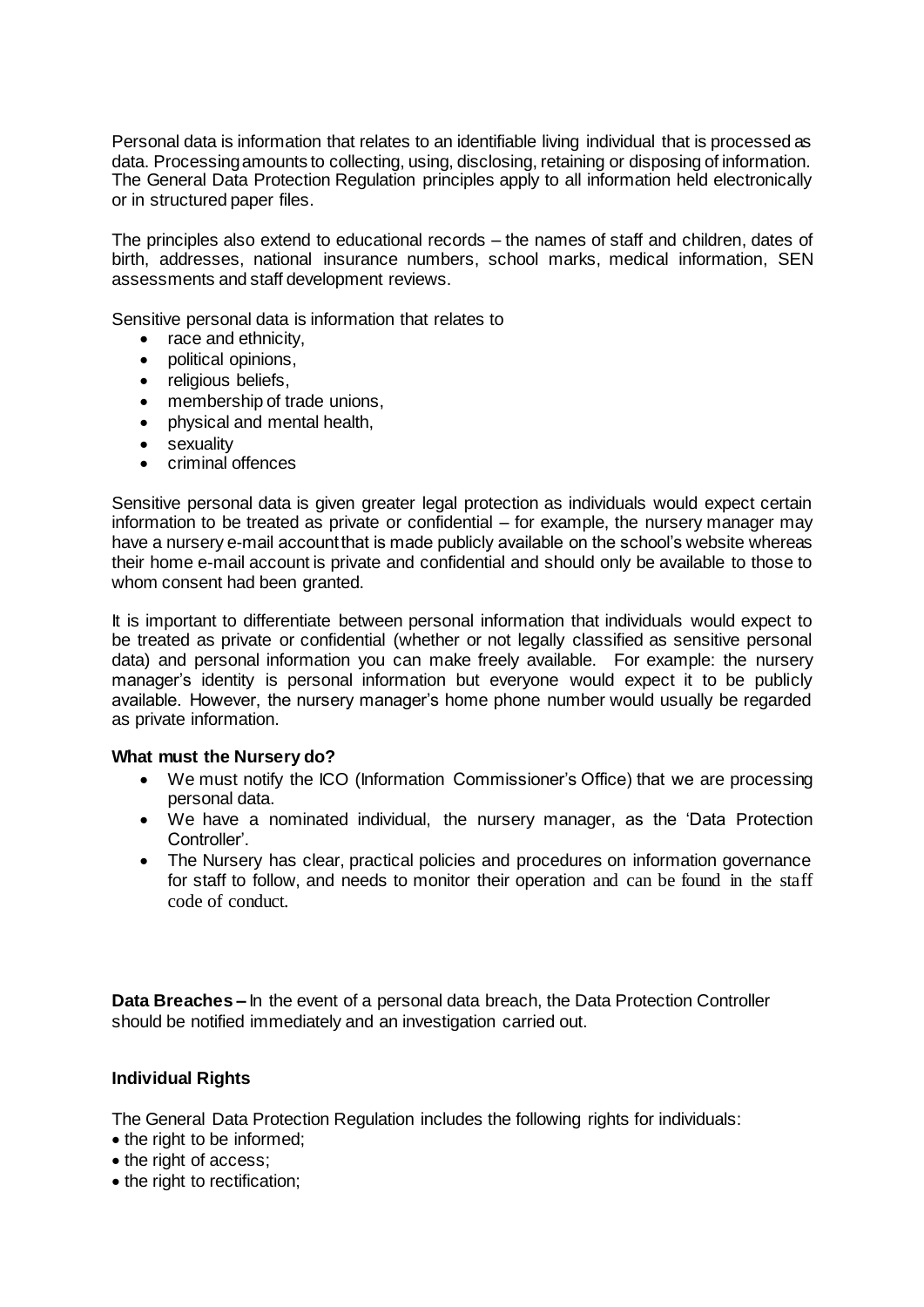Personal data is information that relates to an identifiable living individual that is processed as data. Processing amounts to collecting, using, disclosing, retaining or disposing of information. The General Data Protection Regulation principles apply to all information held electronically or in structured paper files.

The principles also extend to educational records – the names of staff and children, dates of birth, addresses, national insurance numbers, school marks, medical information, SEN assessments and staff development reviews.

Sensitive personal data is information that relates to

- race and ethnicity,
- political opinions,
- religious beliefs,
- membership of trade unions,
- physical and mental health,
- sexuality
- criminal offences

Sensitive personal data is given greater legal protection as individuals would expect certain information to be treated as private or confidential – for example, the nursery manager may have a nursery e-mail account that is made publicly available on the school's website whereas their home e-mail account is private and confidential and should only be available to those to whom consent had been granted.

It is important to differentiate between personal information that individuals would expect to be treated as private or confidential (whether or not legally classified as sensitive personal data) and personal information you can make freely available. For example: the nursery manager's identity is personal information but everyone would expect it to be publicly available. However, the nursery manager's home phone number would usually be regarded as private information.

**What must the Nursery do?**

- We must notify the ICO (Information Commissioner's Office) that we are processing personal data.
- We have a nominated individual, the nursery manager, as the 'Data Protection Controller'.
- The Nursery has clear, practical policies and procedures on information governance for staff to follow, and needs to monitor their operation and can be found in the staff code of conduct.

**Data Breaches –** In the event of a personal data breach, the Data Protection Controller should be notified immediately and an investigation carried out.

**Individual Rights**

The General Data Protection Regulation includes the following rights for individuals:

- the right to be informed;
- the right of access;
- the right to rectification;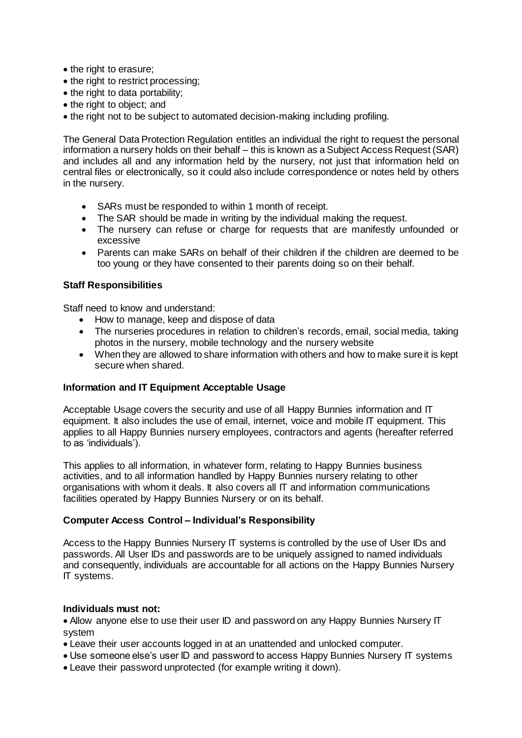- the right to erasure;
- the right to restrict processing;
- the right to data portability;
- the right to object; and
- the right not to be subject to automated decision-making including profiling.

The General Data Protection Regulation entitles an individual the right to request the personal information a nursery holds on their behalf – this is known as a Subject Access Request (SAR) and includes all and any information held by the nursery, not just that information held on central files or electronically, so it could also include correspondence or notes held by others in the nursery.

- SARs must be responded to within 1 month of receipt.
- The SAR should be made in writing by the individual making the request.
- The nursery can refuse or charge for requests that are manifestly unfounded or excessive
- Parents can make SARs on behalf of their children if the children are deemed to be too young or they have consented to their parents doing so on their behalf.

**Staff Responsibilities**

Staff need to know and understand:

- How to manage, keep and dispose of data
- The nurseries procedures in relation to children's records, email, social media, taking photos in the nursery, mobile technology and the nursery website
- When they are allowed to share information with others and how to make sure it is kept secure when shared.

**Information and IT Equipment Acceptable Usage**

Acceptable Usage covers the security and use of all Happy Bunnies information and IT equipment. It also includes the use of email, internet, voice and mobile IT equipment. This applies to all Happy Bunnies nursery employees, contractors and agents (hereafter referred to as 'individuals').

This applies to all information, in whatever form, relating to Happy Bunnies business activities, and to all information handled by Happy Bunnies nursery relating to other organisations with whom it deals. It also covers all IT and information communications facilities operated by Happy Bunnies Nursery or on its behalf.

**Computer Access Control – Individual's Responsibility**

Access to the Happy Bunnies Nursery IT systems is controlled by the use of User IDs and passwords. All User IDs and passwords are to be uniquely assigned to named individuals and consequently, individuals are accountable for all actions on the Happy Bunnies Nursery IT systems.

**Individuals must not:**

- Allow anyone else to use their user ID and password on any Happy Bunnies Nursery IT system
- Leave their user accounts logged in at an unattended and unlocked computer.
- Use someone else's user ID and password to access Happy Bunnies Nursery IT systems
- Leave their password unprotected (for example writing it down).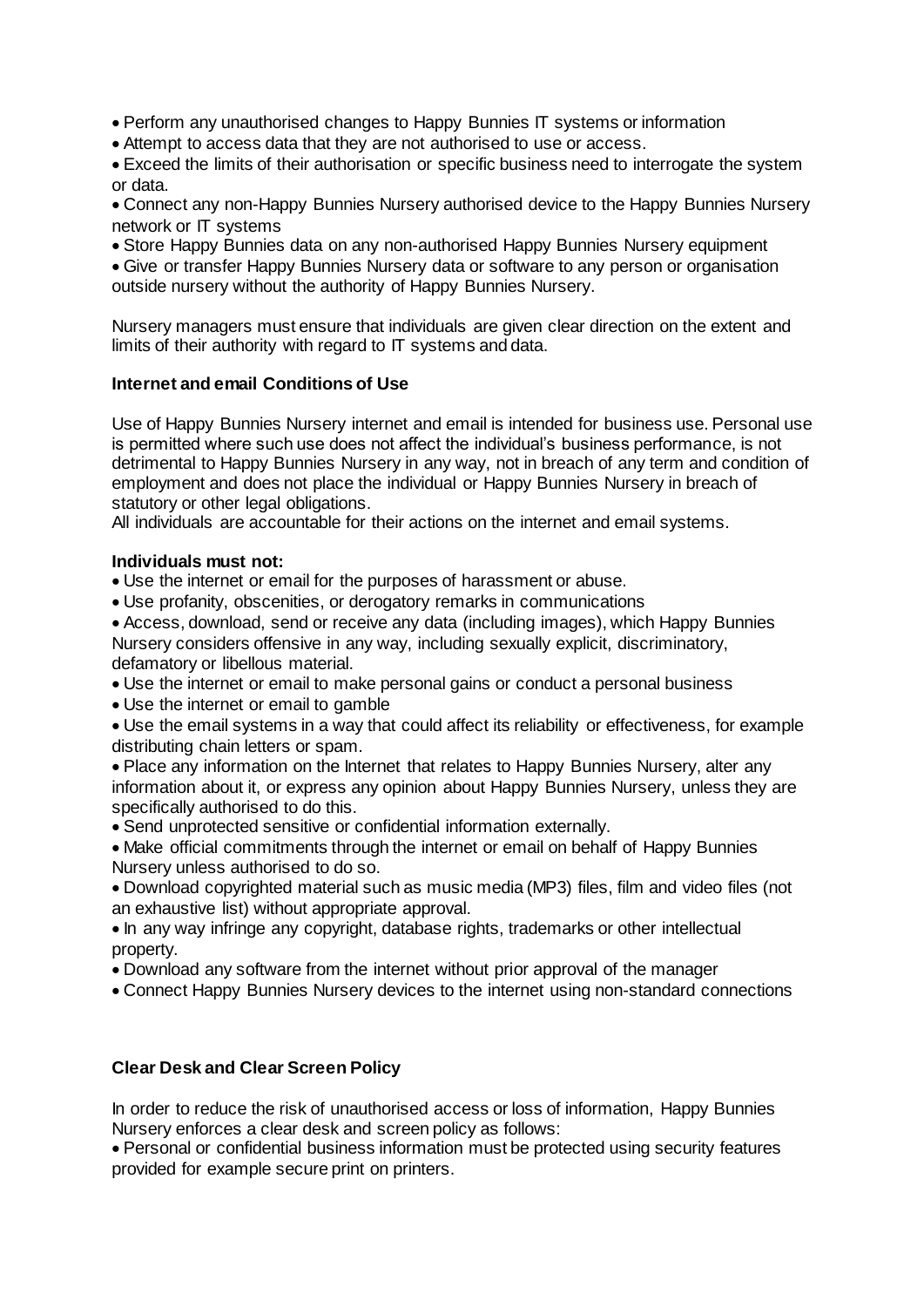- Perform any unauthorised changes to Happy Bunnies IT systems or information
- Attempt to access data that they are not authorised to use or access.
- Exceed the limits of their authorisation or specific business need to interrogate the system or data.
- Connect any non-Happy Bunnies Nursery authorised device to the Happy Bunnies Nursery network or IT systems
- Store Happy Bunnies data on any non-authorised Happy Bunnies Nursery equipment
- Give or transfer Happy Bunnies Nursery data or software to any person or organisation outside nursery without the authority of Happy Bunnies Nursery.

Nursery managers must ensure that individuals are given clear direction on the extent and limits of their authority with regard to IT systems and data.

**Internet and email Conditions of Use**

Use of Happy Bunnies Nursery internet and email is intended for business use. Personal use is permitted where such use does not affect the individual's business performance, is not detrimental to Happy Bunnies Nursery in any way, not in breach of any term and condition of employment and does not place the individual or Happy Bunnies Nursery in breach of statutory or other legal obligations.
All individuals are accountable for their actions on the internet and email systems.

**Individuals must not:**

- Use the internet or email for the purposes of harassment or abuse.
- Use profanity, obscenities, or derogatory remarks in communications
- Access, download, send or receive any data (including images), which Happy Bunnies Nursery considers offensive in any way, including sexually explicit, discriminatory, defamatory or libellous material.
- Use the internet or email to make personal gains or conduct a personal business
- Use the internet or email to gamble
- Use the email systems in a way that could affect its reliability or effectiveness, for example distributing chain letters or spam.
- Place any information on the Internet that relates to Happy Bunnies Nursery, alter any information about it, or express any opinion about Happy Bunnies Nursery, unless they are specifically authorised to do this.
- Send unprotected sensitive or confidential information externally.
- Make official commitments through the internet or email on behalf of Happy Bunnies Nursery unless authorised to do so.
- Download copyrighted material such as music media (MP3) files, film and video files (not an exhaustive list) without appropriate approval.
- In any way infringe any copyright, database rights, trademarks or other intellectual property.
- Download any software from the internet without prior approval of the manager
- Connect Happy Bunnies Nursery devices to the internet using non-standard connections

**Clear Desk and Clear Screen Policy**

In order to reduce the risk of unauthorised access or loss of information, Happy Bunnies Nursery enforces a clear desk and screen policy as follows:

- Personal or confidential business information must be protected using security features provided for example secure print on printers.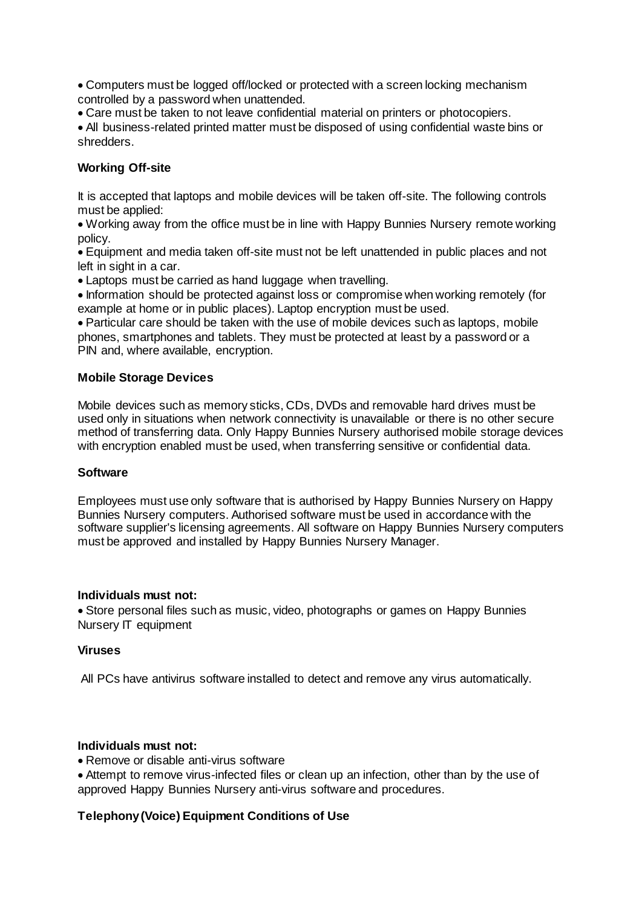- Computers must be logged off/locked or protected with a screen locking mechanism controlled by a password when unattended.
- Care must be taken to not leave confidential material on printers or photocopiers.
- All business-related printed matter must be disposed of using confidential waste bins or shredders.

**Working Off-site**

It is accepted that laptops and mobile devices will be taken off-site. The following controls must be applied:

- Working away from the office must be in line with Happy Bunnies Nursery remote working policy.
- Equipment and media taken off-site must not be left unattended in public places and not left in sight in a car.
- Laptops must be carried as hand luggage when travelling.
- Information should be protected against loss or compromise when working remotely (for example at home or in public places). Laptop encryption must be used.
- Particular care should be taken with the use of mobile devices such as laptops, mobile phones, smartphones and tablets. They must be protected at least by a password or a PIN and, where available, encryption.

**Mobile Storage Devices**

Mobile devices such as memory sticks, CDs, DVDs and removable hard drives must be used only in situations when network connectivity is unavailable or there is no other secure method of transferring data. Only Happy Bunnies Nursery authorised mobile storage devices with encryption enabled must be used, when transferring sensitive or confidential data.

**Software**

Employees must use only software that is authorised by Happy Bunnies Nursery on Happy Bunnies Nursery computers. Authorised software must be used in accordance with the software supplier's licensing agreements. All software on Happy Bunnies Nursery computers must be approved and installed by Happy Bunnies Nursery Manager.

**Individuals must not:**

- Store personal files such as music, video, photographs or games on Happy Bunnies Nursery IT equipment

**Viruses**

All PCs have antivirus software installed to detect and remove any virus automatically.

**Individuals must not:**

- Remove or disable anti-virus software
- Attempt to remove virus-infected files or clean up an infection, other than by the use of approved Happy Bunnies Nursery anti-virus software and procedures.

**Telephony (Voice) Equipment Conditions of Use**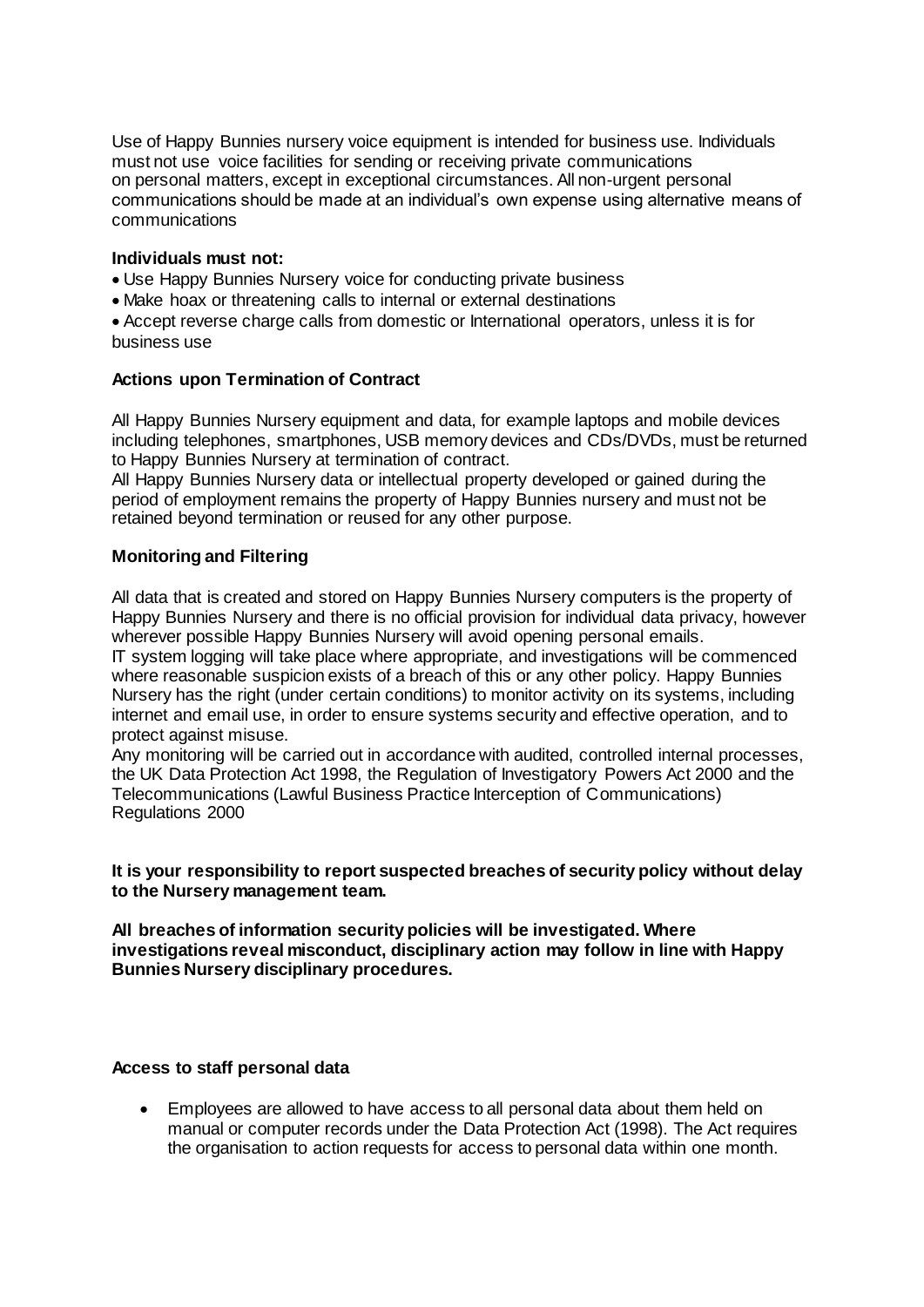Use of Happy Bunnies nursery voice equipment is intended for business use. Individuals must not use voice facilities for sending or receiving private communications on personal matters, except in exceptional circumstances. All non-urgent personal communications should be made at an individual's own expense using alternative means of communications

**Individuals must not:**

- Use Happy Bunnies Nursery voice for conducting private business
- Make hoax or threatening calls to internal or external destinations
- Accept reverse charge calls from domestic or International operators, unless it is for business use

**Actions upon Termination of Contract**

All Happy Bunnies Nursery equipment and data, for example laptops and mobile devices including telephones, smartphones, USB memory devices and CDs/DVDs, must be returned to Happy Bunnies Nursery at termination of contract.

All Happy Bunnies Nursery data or intellectual property developed or gained during the period of employment remains the property of Happy Bunnies nursery and must not be retained beyond termination or reused for any other purpose.

**Monitoring and Filtering**

All data that is created and stored on Happy Bunnies Nursery computers is the property of Happy Bunnies Nursery and there is no official provision for individual data privacy, however wherever possible Happy Bunnies Nursery will avoid opening personal emails.

IT system logging will take place where appropriate, and investigations will be commenced where reasonable suspicion exists of a breach of this or any other policy. Happy Bunnies Nursery has the right (under certain conditions) to monitor activity on its systems, including internet and email use, in order to ensure systems security and effective operation, and to protect against misuse.

Any monitoring will be carried out in accordance with audited, controlled internal processes, the UK Data Protection Act 1998, the Regulation of Investigatory Powers Act 2000 and the Telecommunications (Lawful Business Practice Interception of Communications) Regulations 2000

**It is your responsibility to report suspected breaches of security policy without delay to the Nursery management team.**

**All breaches of information security policies will be investigated. Where investigations reveal misconduct, disciplinary action may follow in line with Happy Bunnies Nursery disciplinary procedures.**

**Access to staff personal data**

- Employees are allowed to have access to all personal data about them held on manual or computer records under the Data Protection Act (1998). The Act requires the organisation to action requests for access to personal data within one month.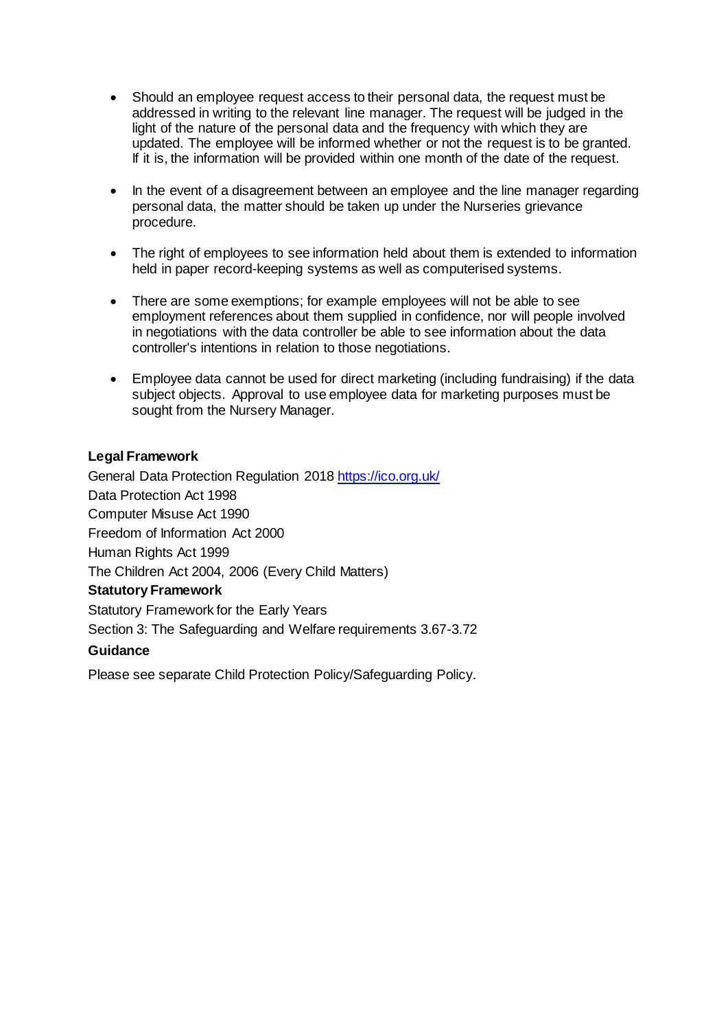- Should an employee request access to their personal data, the request must be addressed in writing to the relevant line manager. The request will be judged in the light of the nature of the personal data and the frequency with which they are updated. The employee will be informed whether or not the request is to be granted. If it is, the information will be provided within one month of the date of the request.

- In the event of a disagreement between an employee and the line manager regarding personal data, the matter should be taken up under the Nurseries grievance procedure.

- The right of employees to see information held about them is extended to information held in paper record-keeping systems as well as computerised systems.

- There are some exemptions; for example employees will not be able to see employment references about them supplied in confidence, nor will people involved in negotiations with the data controller be able to see information about the data controller's intentions in relation to those negotiations.

- Employee data cannot be used for direct marketing (including fundraising) if the data subject objects. Approval to use employee data for marketing purposes must be sought from the Nursery Manager.

**Legal Framework**

General Data Protection Regulation 2018 [https://ico.org.uk/](https://ico.org.uk/)
Data Protection Act 1998
Computer Misuse Act 1990
Freedom of Information Act 2000
Human Rights Act 1999
The Children Act 2004, 2006 (Every Child Matters)

**Statutory Framework**

Statutory Framework for the Early Years
Section 3: The Safeguarding and Welfare requirements 3.67-3.72

**Guidance**

Please see separate Child Protection Policy/Safeguarding Policy.